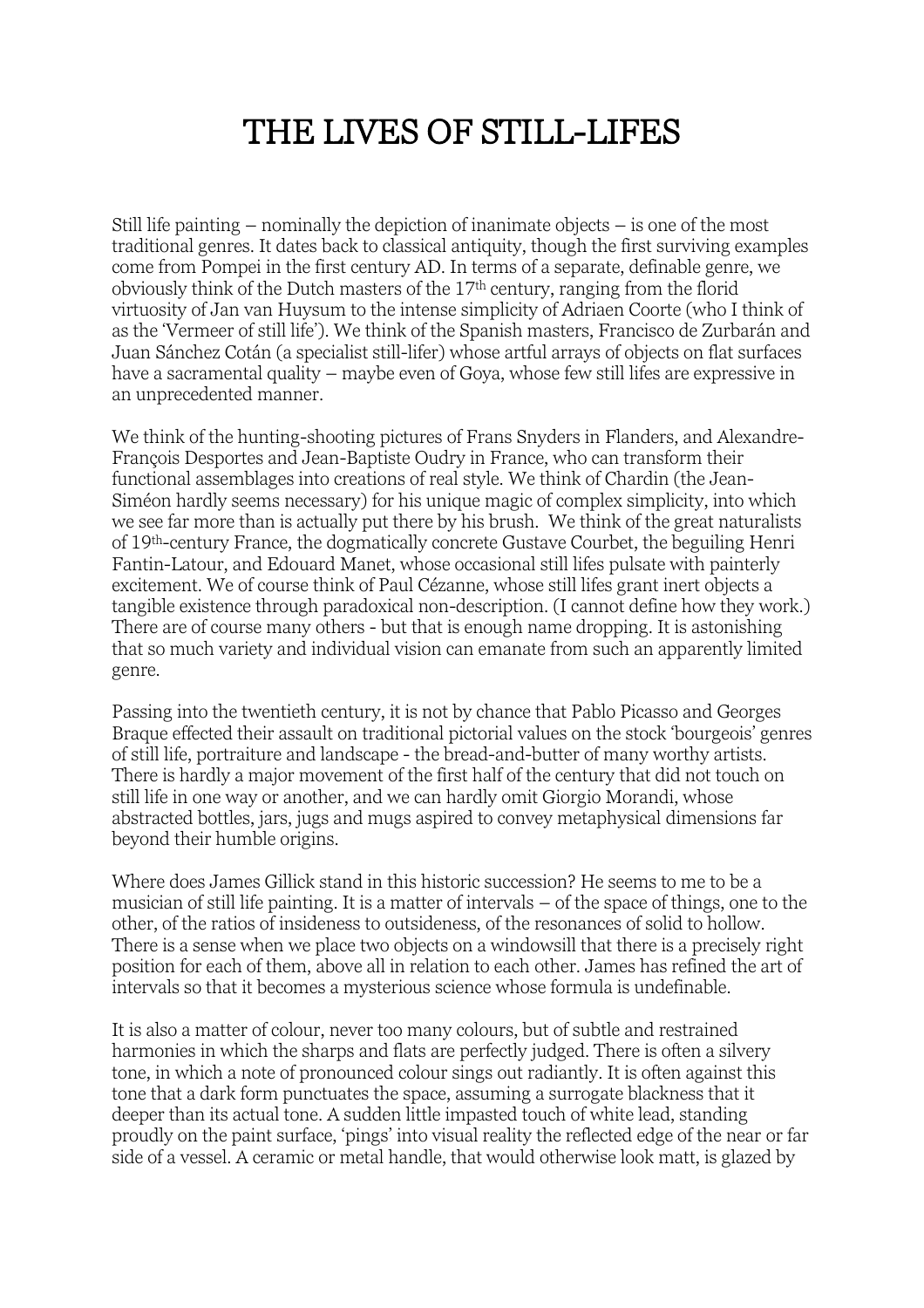# THE LIVES OF STILL-LIFES

Still life painting – nominally the depiction of inanimate objects – is one of the most traditional genres. It dates back to classical antiquity, though the first surviving examples come from Pompei in the first century AD. In terms of a separate, definable genre, we obviously think of the Dutch masters of the 17th century, ranging from the florid virtuosity of Jan van Huysum to the intense simplicity of Adriaen Coorte (who I think of as the 'Vermeer of still life'). We think of the Spanish masters, Francisco de Zurbarán and Juan Sánchez Cotán (a specialist still-lifer) whose artful arrays of objects on flat surfaces have a sacramental quality – maybe even of Goya, whose few still lifes are expressive in an unprecedented manner.

We think of the hunting-shooting pictures of Frans Snyders in Flanders, and Alexandre-François Desportes and Jean-Baptiste Oudry in France, who can transform their functional assemblages into creations of real style. We think of Chardin (the Jean-Siméon hardly seems necessary) for his unique magic of complex simplicity, into which we see far more than is actually put there by his brush. We think of the great naturalists of 19th-century France, the dogmatically concrete Gustave Courbet, the beguiling Henri Fantin-Latour, and Edouard Manet, whose occasional still lifes pulsate with painterly excitement. We of course think of Paul Cézanne, whose still lifes grant inert objects a tangible existence through paradoxical non-description. (I cannot define how they work.) There are of course many others - but that is enough name dropping. It is astonishing that so much variety and individual vision can emanate from such an apparently limited genre.

Passing into the twentieth century, it is not by chance that Pablo Picasso and Georges Braque effected their assault on traditional pictorial values on the stock 'bourgeois' genres of still life, portraiture and landscape - the bread-and-butter of many worthy artists. There is hardly a major movement of the first half of the century that did not touch on still life in one way or another, and we can hardly omit Giorgio Morandi, whose abstracted bottles, jars, jugs and mugs aspired to convey metaphysical dimensions far beyond their humble origins.

Where does James Gillick stand in this historic succession? He seems to me to be a musician of still life painting. It is a matter of intervals – of the space of things, one to the other, of the ratios of insideness to outsideness, of the resonances of solid to hollow. There is a sense when we place two objects on a windowsill that there is a precisely right position for each of them, above all in relation to each other. James has refined the art of intervals so that it becomes a mysterious science whose formula is undefinable.

It is also a matter of colour, never too many colours, but of subtle and restrained harmonies in which the sharps and flats are perfectly judged. There is often a silvery tone, in which a note of pronounced colour sings out radiantly. It is often against this tone that a dark form punctuates the space, assuming a surrogate blackness that it deeper than its actual tone. A sudden little impasted touch of white lead, standing proudly on the paint surface, 'pings' into visual reality the reflected edge of the near or far side of a vessel. A ceramic or metal handle, that would otherwise look matt, is glazed by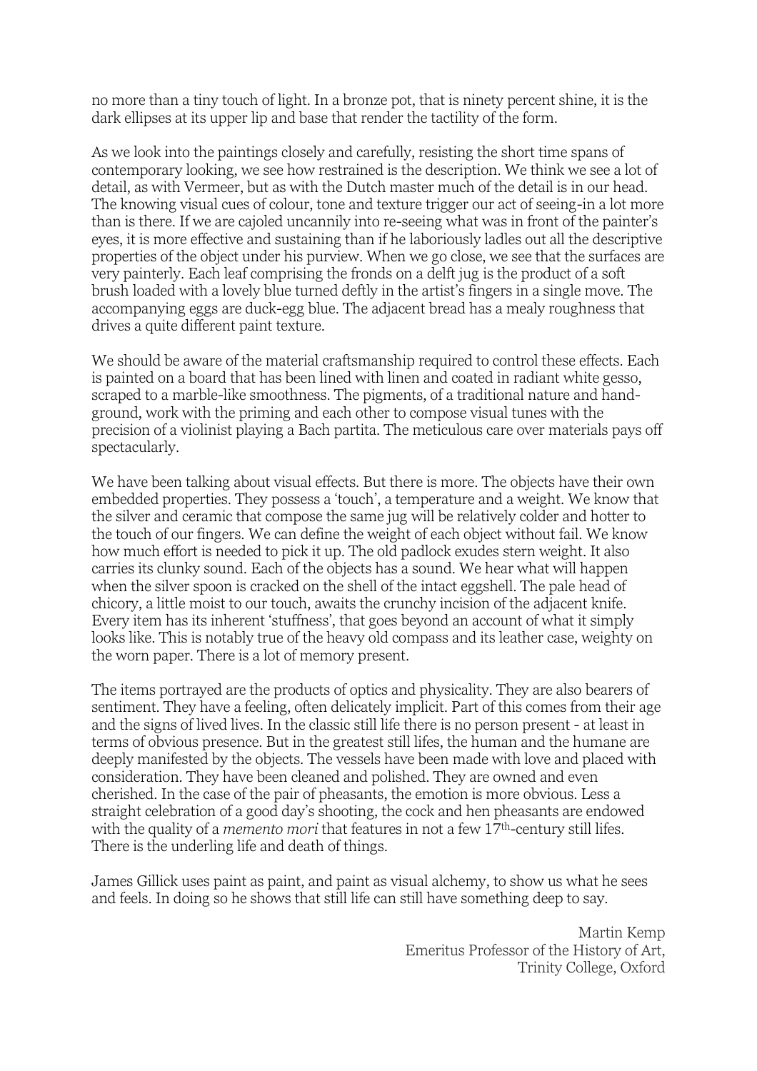no more than a tiny touch of light. In a bronze pot, that is ninety percent shine, it is the dark ellipses at its upper lip and base that render the tactility of the form.

As we look into the paintings closely and carefully, resisting the short time spans of contemporary looking, we see how restrained is the description. We think we see a lot of detail, as with Vermeer, but as with the Dutch master much of the detail is in our head. The knowing visual cues of colour, tone and texture trigger our act of seeing-in a lot more than is there. If we are cajoled uncannily into re-seeing what was in front of the painter's eyes, it is more effective and sustaining than if he laboriously ladles out all the descriptive properties of the object under his purview. When we go close, we see that the surfaces are very painterly. Each leaf comprising the fronds on a delft jug is the product of a soft brush loaded with a lovely blue turned deftly in the artist's fingers in a single move. The accompanying eggs are duck-egg blue. The adjacent bread has a mealy roughness that drives a quite different paint texture.

We should be aware of the material craftsmanship required to control these effects. Each is painted on a board that has been lined with linen and coated in radiant white gesso, scraped to a marble-like smoothness. The pigments, of a traditional nature and hand-ground, work with the priming and each other to compose visual tunes with the precision of a violinist playing a Bach partita. The meticulous care over materials pays off spectacularly.

We have been talking about visual effects. But there is more. The objects have their own embedded properties. They possess a 'touch', a temperature and a weight. We know that the silver and ceramic that compose the same jug will be relatively colder and hotter to the touch of our fingers. We can define the weight of each object without fail. We know how much effort is needed to pick it up. The old padlock exudes stern weight. It also carries its clunky sound. Each of the objects has a sound. We hear what will happen when the silver spoon is cracked on the shell of the intact eggshell. The pale head of chicory, a little moist to our touch, awaits the crunchy incision of the adjacent knife. Every item has its inherent 'stuffness', that goes beyond an account of what it simply looks like. This is notably true of the heavy old compass and its leather case, weighty on the worn paper. There is a lot of memory present.

The items portrayed are the products of optics and physicality. They are also bearers of sentiment. They have a feeling, often delicately implicit. Part of this comes from their age and the signs of lived lives. In the classic still life there is no person present - at least in terms of obvious presence. But in the greatest still lifes, the human and the humane are deeply manifested by the objects. The vessels have been made with love and placed with consideration. They have been cleaned and polished. They are owned and even cherished. In the case of the pair of pheasants, the emotion is more obvious. Less a straight celebration of a good day's shooting, the cock and hen pheasants are endowed with the quality of a *memento mori* that features in not a few 17th-century still lifes. There is the underling life and death of things.

James Gillick uses paint as paint, and paint as visual alchemy, to show us what he sees and feels. In doing so he shows that still life can still have something deep to say.

Martin Kemp
Emeritus Professor of the History of Art,
Trinity College, Oxford